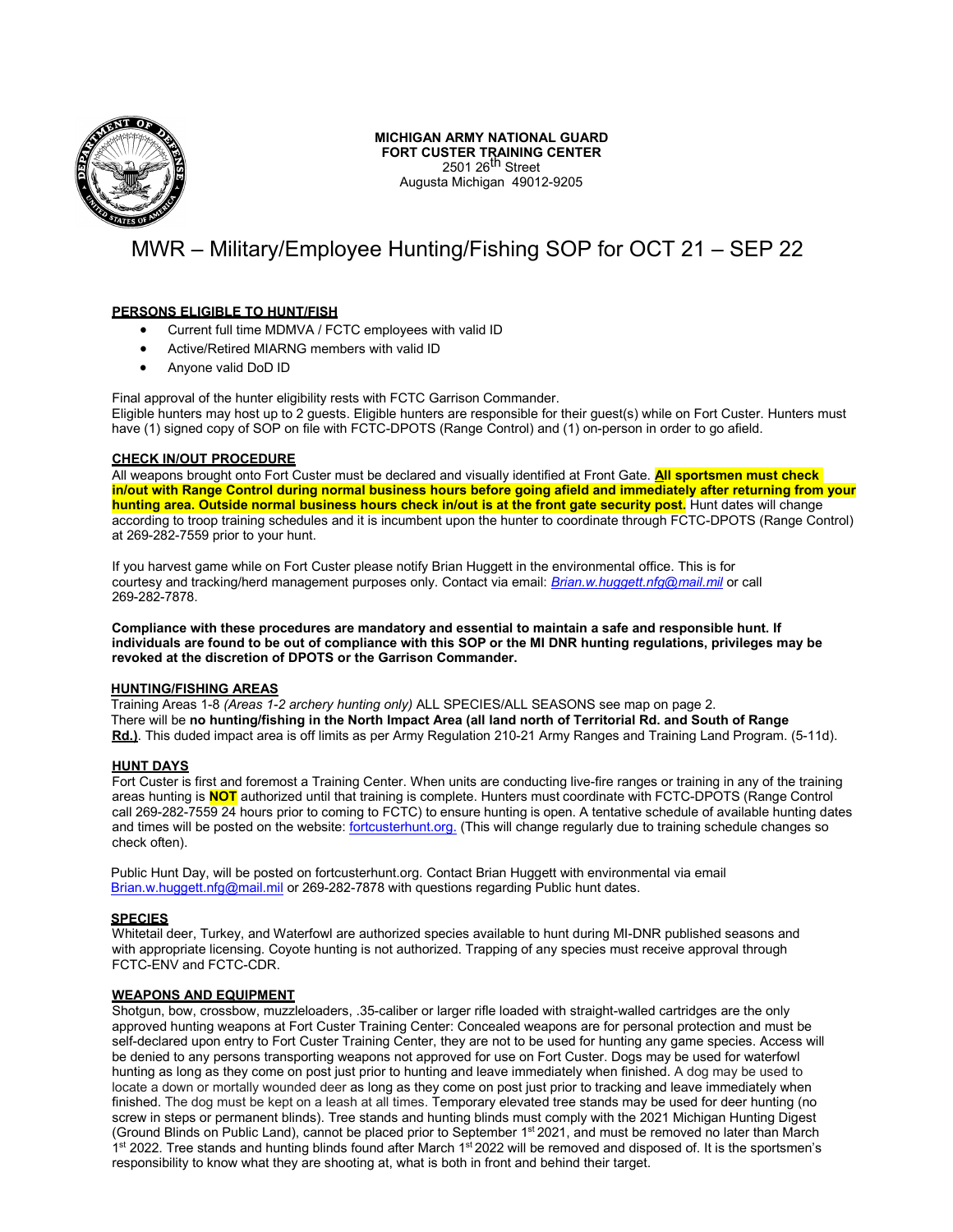**MICHIGAN ARMY NATIONAL GUARD**
**FORT CUSTER TRAINING CENTER**
2501 26th Street
Augusta Michigan 49012-9205

# MWR – Military/Employee Hunting/Fishing SOP for OCT 21 – SEP 22

## PERSONS ELIGIBLE TO HUNT/FISH

- Current full time MDMVA / FCTC employees with valid ID
- Active/Retired MIARNG members with valid ID
- Anyone valid DoD ID

Final approval of the hunter eligibility rests with FCTC Garrison Commander.
Eligible hunters may host up to 2 guests. Eligible hunters are responsible for their guest(s) while on Fort Custer. Hunters must have (1) signed copy of SOP on file with FCTC-DPOTS (Range Control) and (1) on-person in order to go afield.

## CHECK IN/OUT PROCEDURE

All weapons brought onto Fort Custer must be declared and visually identified at Front Gate. **All sportsmen must check in/out with Range Control during normal business hours before going afield and immediately after returning from your hunting area. Outside normal business hours check in/out is at the front gate security post.** Hunt dates will change according to troop training schedules and it is incumbent upon the hunter to coordinate through FCTC-DPOTS (Range Control) at 269-282-7559 prior to your hunt.

If you harvest game while on Fort Custer please notify Brian Huggett in the environmental office. This is for courtesy and tracking/herd management purposes only. Contact via email: *Brian.w.huggett.nfg@mail.mil* or call 269-282-7878.

**Compliance with these procedures are mandatory and essential to maintain a safe and responsible hunt. If individuals are found to be out of compliance with this SOP or the MI DNR hunting regulations, privileges may be revoked at the discretion of DPOTS or the Garrison Commander.**

## HUNTING/FISHING AREAS

Training Areas 1-8 *(Areas 1-2 archery hunting only)* ALL SPECIES/ALL SEASONS see map on page 2.
There will be **no hunting/fishing in the North Impact Area (all land north of Territorial Rd. and South of Range Rd.)**. This duded impact area is off limits as per Army Regulation 210-21 Army Ranges and Training Land Program. (5-11d).

## HUNT DAYS

Fort Custer is first and foremost a Training Center. When units are conducting live-fire ranges or training in any of the training areas hunting is **NOT** authorized until that training is complete. Hunters must coordinate with FCTC-DPOTS (Range Control call 269-282-7559 24 hours prior to coming to FCTC) to ensure hunting is open. A tentative schedule of available hunting dates and times will be posted on the website: fortcusterhunt.org. (This will change regularly due to training schedule changes so check often).

Public Hunt Day, will be posted on fortcusterhunt.org. Contact Brian Huggett with environmental via email Brian.w.huggett.nfg@mail.mil or 269-282-7878 with questions regarding Public hunt dates.

## SPECIES

Whitetail deer, Turkey, and Waterfowl are authorized species available to hunt during MI-DNR published seasons and with appropriate licensing. Coyote hunting is not authorized. Trapping of any species must receive approval through FCTC-ENV and FCTC-CDR.

## WEAPONS AND EQUIPMENT

Shotgun, bow, crossbow, muzzleloaders, .35-caliber or larger rifle loaded with straight-walled cartridges are the only approved hunting weapons at Fort Custer Training Center: Concealed weapons are for personal protection and must be self-declared upon entry to Fort Custer Training Center, they are not to be used for hunting any game species. Access will be denied to any persons transporting weapons not approved for use on Fort Custer. Dogs may be used for waterfowl hunting as long as they come on post just prior to hunting and leave immediately when finished. A dog may be used to locate a down or mortally wounded deer as long as they come on post just prior to tracking and leave immediately when finished. The dog must be kept on a leash at all times. Temporary elevated tree stands may be used for deer hunting (no screw in steps or permanent blinds). Tree stands and hunting blinds must comply with the 2021 Michigan Hunting Digest (Ground Blinds on Public Land), cannot be placed prior to September 1st 2021, and must be removed no later than March 1st 2022. Tree stands and hunting blinds found after March 1st 2022 will be removed and disposed of. It is the sportsmen's responsibility to know what they are shooting at, what is both in front and behind their target.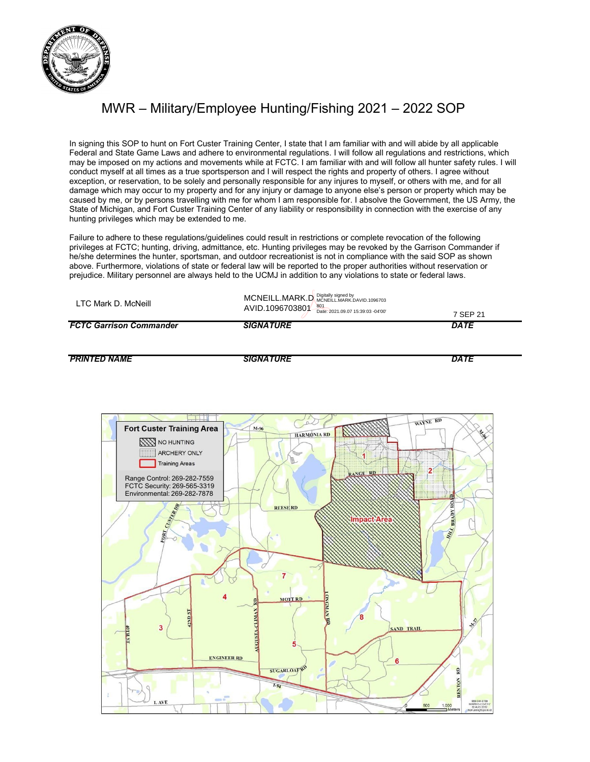# MWR – Military/Employee Hunting/Fishing 2021 – 2022 SOP

In signing this SOP to hunt on Fort Custer Training Center, I state that I am familiar with and will abide by all applicable Federal and State Game Laws and adhere to environmental regulations. I will follow all regulations and restrictions, which may be imposed on my actions and movements while at FCTC. I am familiar with and will follow all hunter safety rules. I will conduct myself at all times as a true sportsperson and I will respect the rights and property of others. I agree without exception, or reservation, to be solely and personally responsible for any injures to myself, or others with me, and for all damage which may occur to my property and for any injury or damage to anyone else's person or property which may be caused by me, or by persons travelling with me for whom I am responsible for. I absolve the Government, the US Army, the State of Michigan, and Fort Custer Training Center of any liability or responsibility in connection with the exercise of any hunting privileges which may be extended to me.

Failure to adhere to these regulations/guidelines could result in restrictions or complete revocation of the following privileges at FCTC; hunting, driving, admittance, etc. Hunting privileges may be revoked by the Garrison Commander if he/she determines the hunter, sportsman, and outdoor recreationist is not in compliance with the said SOP as shown above. Furthermore, violations of state or federal law will be reported to the proper authorities without reservation or prejudice. Military personnel are always held to the UCMJ in addition to any violations to state or federal laws.

| | | |
|---|---|---|
| LTC Mark D. McNeill | MCNEILL.MARK.DAVID.1096703801 Digitally signed by MCNEILL.MARK.DAVID.1096703801 Date: 2021.09.07 15:39:03 -04'00' | 7 SEP 21 |
| ***FCTC Garrison Commander*** | ***SIGNATURE*** | ***DATE*** |
| | | |
| ***PRINTED NAME*** | ***SIGNATURE*** | ***DATE*** |

**Fort Custer Training Area**

NO HUNTING

ARCHERY ONLY

Training Areas

Range Control: 269-282-7559

FCTC Security: 269-565-3319

Environmental: 269-282-7878

M-96
HARMONIA RD
WAYNE RD
RANGE RD
REESE RD
FORT CUSTER DR
Impact Area
HILL BRADY ROAD
MOTT RD
LONGMAN RD
AUGUSTA-CLIMAX RD
42ND ST
40TH ST
ENGINEER RD
SUGARLOAF RD
SAND TRAIL
M-37
RENTON RD
I-94
L AVE
1 2 3 4 5 6 7 8
0 500 1,000 Meters